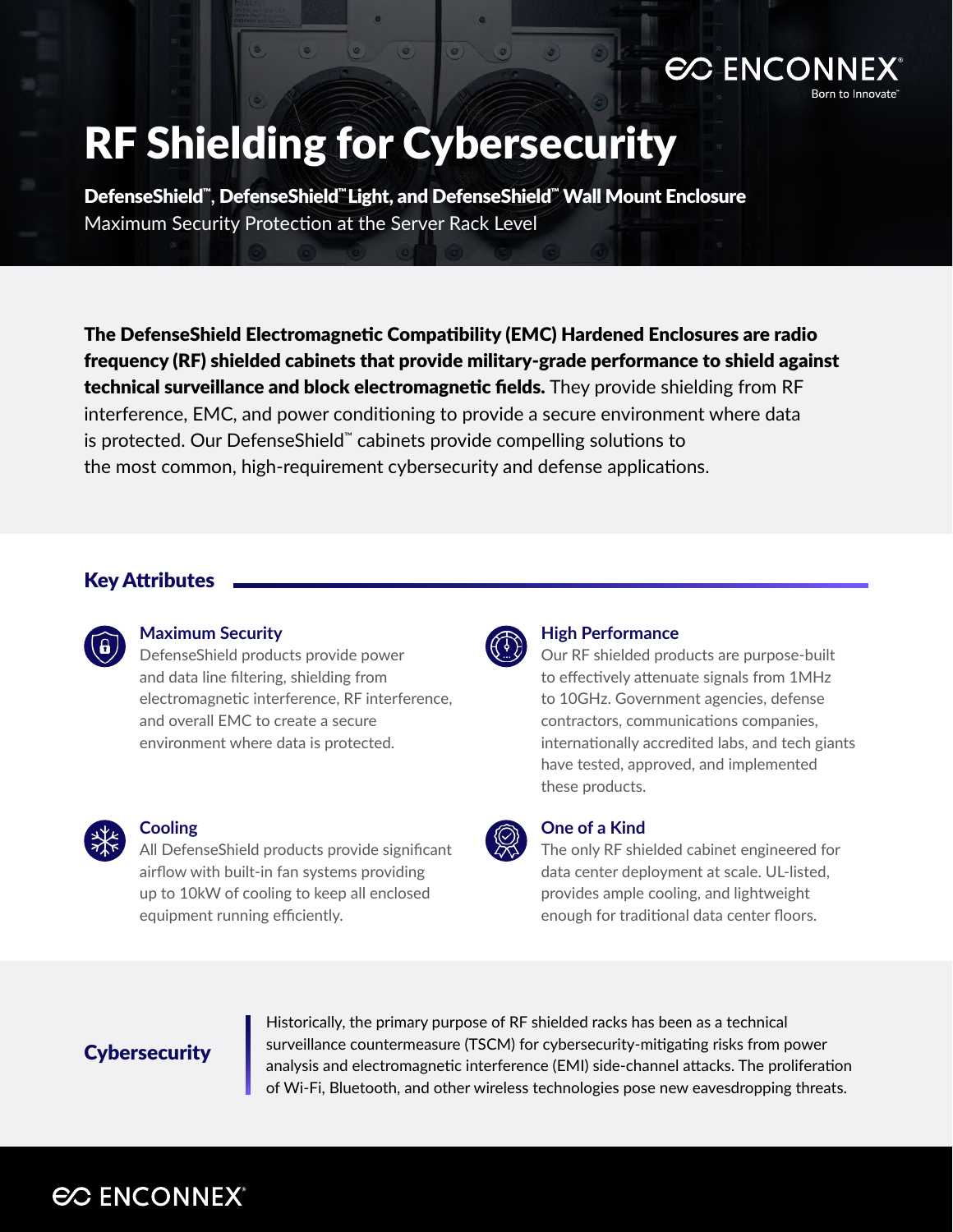# RF Shielding for Cybersecurity

**DefenseShield™, DefenseShield™ Light, and DefenseShield™ Wall Mount Enclosure**

Maximum Security Protection at the Server Rack Level

**The DefenseShield Electromagnetic Compatibility (EMC) Hardened Enclosures are radio frequency (RF) shielded cabinets that provide military-grade performance to shield against technical surveillance and block electromagnetic fields.** They provide shielding from RF interference, EMC, and power conditioning to provide a secure environment where data is protected. Our DefenseShield™ cabinets provide compelling solutions to the most common, high-requirement cybersecurity and defense applications.

## Key Attributes

### Maximum Security

DefenseShield products provide power and data line filtering, shielding from electromagnetic interference, RF interference, and overall EMC to create a secure environment where data is protected.

### High Performance

Our RF shielded products are purpose-built to effectively attenuate signals from 1MHz to 10GHz. Government agencies, defense contractors, communications companies, internationally accredited labs, and tech giants have tested, approved, and implemented these products.

### Cooling

All DefenseShield products provide significant airflow with built-in fan systems providing up to 10kW of cooling to keep all enclosed equipment running efficiently.

### One of a Kind

The only RF shielded cabinet engineered for data center deployment at scale. UL-listed, provides ample cooling, and lightweight enough for traditional data center floors.

## Cybersecurity

Historically, the primary purpose of RF shielded racks has been as a technical surveillance countermeasure (TSCM) for cybersecurity-mitigating risks from power analysis and electromagnetic interference (EMI) side-channel attacks. The proliferation of Wi-Fi, Bluetooth, and other wireless technologies pose new eavesdropping threats.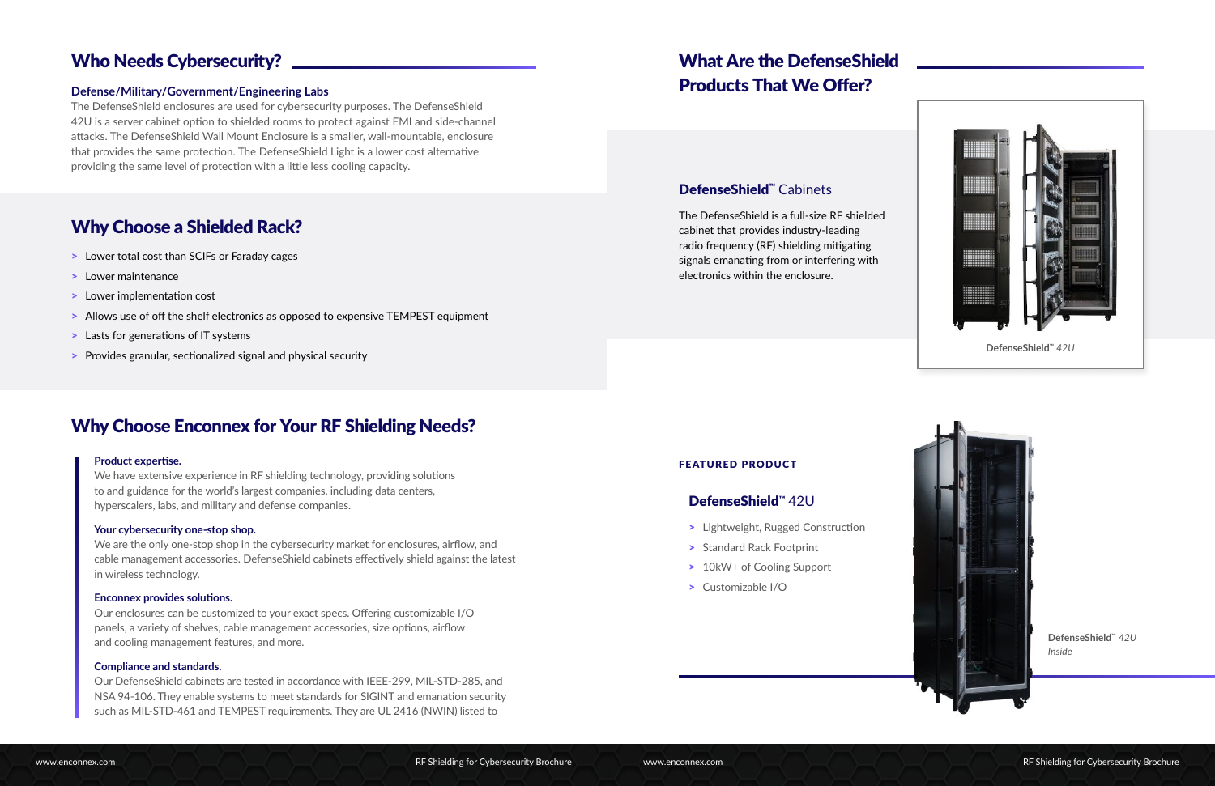## Who Needs Cybersecurity?

### Defense/Military/Government/Engineering Labs

The DefenseShield enclosures are used for cybersecurity purposes. The DefenseShield 42U is a server cabinet option to shielded rooms to protect against EMI and side-channel attacks. The DefenseShield Wall Mount Enclosure is a smaller, wall-mountable, enclosure that provides the same protection. The DefenseShield Light is a lower cost alternative providing the same level of protection with a little less cooling capacity.

## Why Choose a Shielded Rack?

- Lower total cost than SCIFs or Faraday cages
- Lower maintenance
- Lower implementation cost
- Allows use of off the shelf electronics as opposed to expensive TEMPEST equipment
- Lasts for generations of IT systems
- Provides granular, sectionalized signal and physical security

## Why Choose Enconnex for Your RF Shielding Needs?

**Product expertise.**
We have extensive experience in RF shielding technology, providing solutions to and guidance for the world's largest companies, including data centers, hyperscalers, labs, and military and defense companies.

**Your cybersecurity one-stop shop.**
We are the only one-stop shop in the cybersecurity market for enclosures, airflow, and cable management accessories. DefenseShield cabinets effectively shield against the latest in wireless technology.

**Enconnex provides solutions.**
Our enclosures can be customized to your exact specs. Offering customizable I/O panels, a variety of shelves, cable management accessories, size options, airflow and cooling management features, and more.

**Compliance and standards.**
Our DefenseShield cabinets are tested in accordance with IEEE-299, MIL-STD-285, and NSA 94-106. They enable systems to meet standards for SIGINT and emanation security such as MIL-STD-461 and TEMPEST requirements. They are UL 2416 (NWIN) listed to

## What Are the DefenseShield Products That We Offer?

### DefenseShield™ Cabinets

The DefenseShield is a full-size RF shielded cabinet that provides industry-leading radio frequency (RF) shielding mitigating signals emanating from or interfering with electronics within the enclosure.

**DefenseShield™** *42U*

**FEATURED PRODUCT**

### DefenseShield™ 42U

- Lightweight, Rugged Construction
- Standard Rack Footprint
- 10kW+ of Cooling Support
- Customizable I/O

**DefenseShield™** *42U Inside*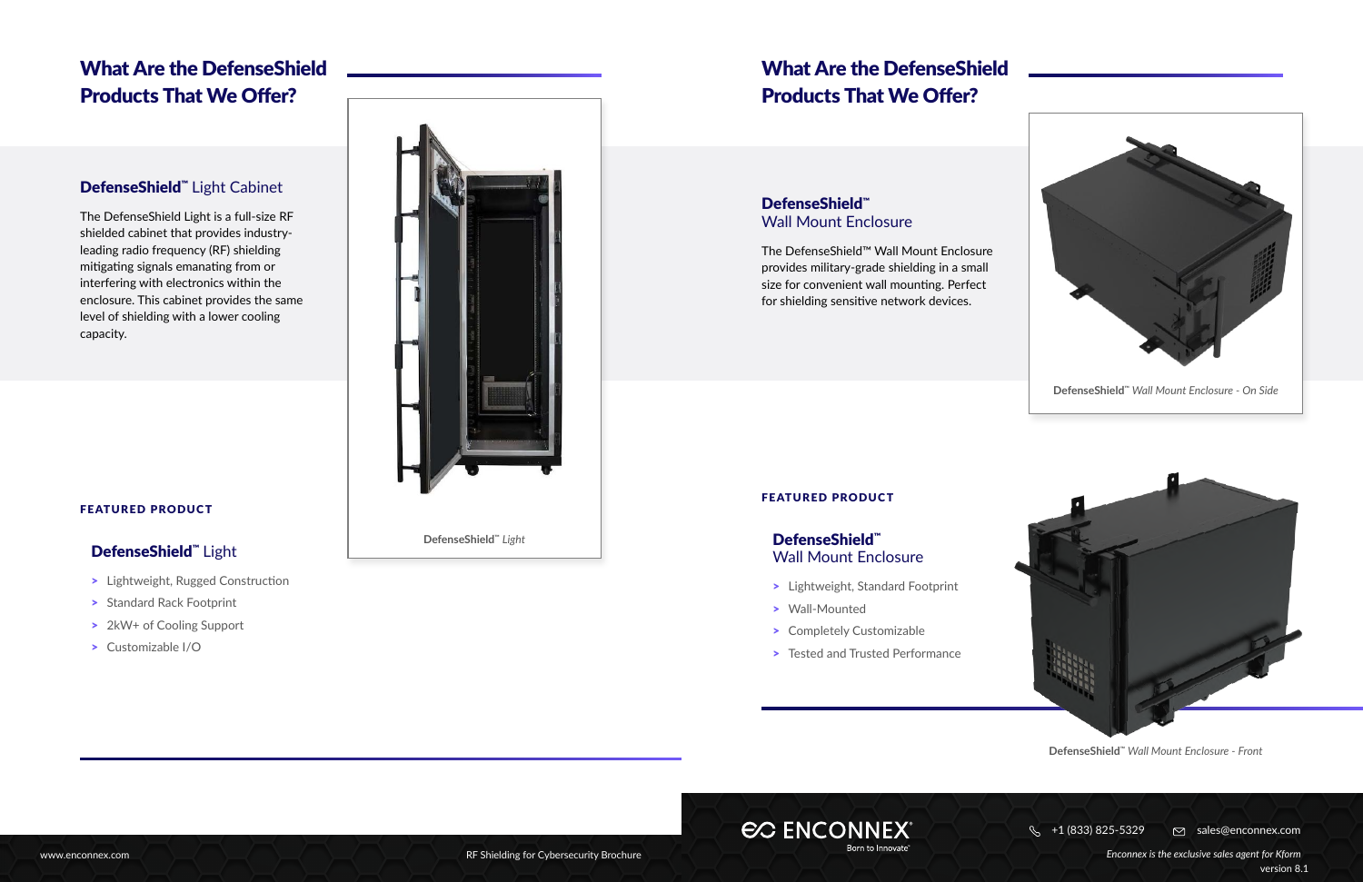## What Are the DefenseShield Products That We Offer?

### DefenseShield™ Light Cabinet

The DefenseShield Light is a full-size RF shielded cabinet that provides industry-leading radio frequency (RF) shielding mitigating signals emanating from or interfering with electronics within the enclosure. This cabinet provides the same level of shielding with a lower cooling capacity.

DefenseShield™ *Light*

**FEATURED PRODUCT**

#### DefenseShield™ Light

- Lightweight, Rugged Construction
- Standard Rack Footprint
- 2kW+ of Cooling Support
- Customizable I/O

## What Are the DefenseShield Products That We Offer?

### DefenseShield™ Wall Mount Enclosure

The DefenseShield™ Wall Mount Enclosure provides military-grade shielding in a small size for convenient wall mounting. Perfect for shielding sensitive network devices.

DefenseShield™ *Wall Mount Enclosure - On Side*

**FEATURED PRODUCT**

#### DefenseShield™ Wall Mount Enclosure

- Lightweight, Standard Footprint
- Wall-Mounted
- Completely Customizable
- Tested and Trusted Performance

DefenseShield™ *Wall Mount Enclosure - Front*

www.enconnex.com

ENCONNEX® Born to Innovate®

+1 (833) 825-5329 sales@enconnex.com

*Enconnex is the exclusive sales agent for Kform*

version 8.1